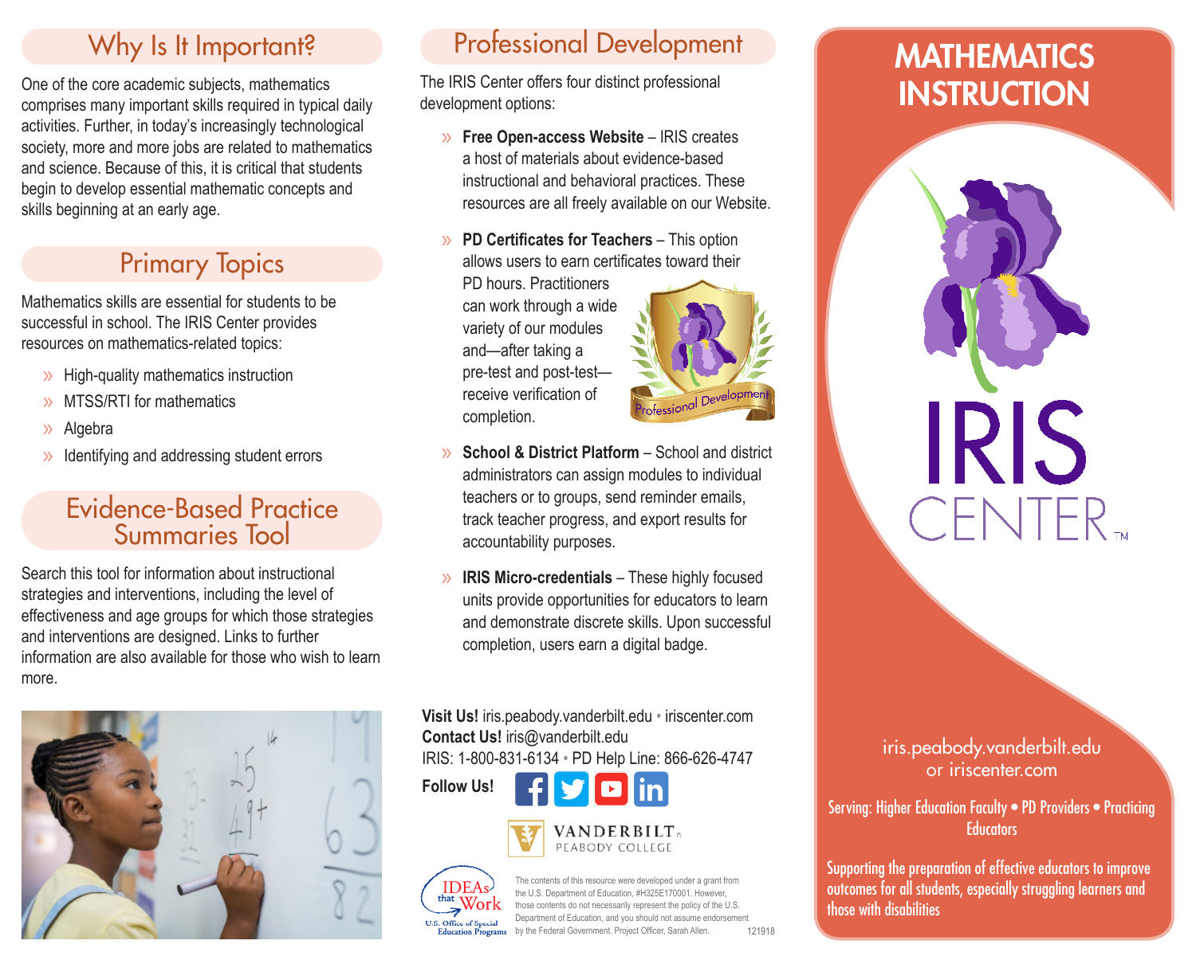# MATHEMATICS INSTRUCTION

IRIS CENTER™

iris.peabody.vanderbilt.edu
or iriscenter.com

Serving: Higher Education Faculty • PD Providers • Practicing Educators

Supporting the preparation of effective educators to improve outcomes for all students, especially struggling learners and those with disabilities

## Why Is It Important?

One of the core academic subjects, mathematics comprises many important skills required in typical daily activities. Further, in today's increasingly technological society, more and more jobs are related to mathematics and science. Because of this, it is critical that students begin to develop essential mathematic concepts and skills beginning at an early age.

## Primary Topics

Mathematics skills are essential for students to be successful in school. The IRIS Center provides resources on mathematics-related topics:

- High-quality mathematics instruction
- MTSS/RTI for mathematics
- Algebra
- Identifying and addressing student errors

## Evidence-Based Practice Summaries Tool

Search this tool for information about instructional strategies and interventions, including the level of effectiveness and age groups for which those strategies and interventions are designed. Links to further information are also available for those who wish to learn more.

## Professional Development

The IRIS Center offers four distinct professional development options:

- **Free Open-access Website** – IRIS creates a host of materials about evidence-based instructional and behavioral practices. These resources are all freely available on our Website.
- **PD Certificates for Teachers** – This option allows users to earn certificates toward their PD hours. Practitioners can work through a wide variety of our modules and—after taking a pre-test and post-test—receive verification of completion.
- **School & District Platform** – School and district administrators can assign modules to individual teachers or to groups, send reminder emails, track teacher progress, and export results for accountability purposes.
- **IRIS Micro-credentials** – These highly focused units provide opportunities for educators to learn and demonstrate discrete skills. Upon successful completion, users earn a digital badge.

**Visit Us!** iris.peabody.vanderbilt.edu • iriscenter.com
**Contact Us!** iris@vanderbilt.edu
IRIS: 1-800-831-6134 • PD Help Line: 866-626-4747

**Follow Us!**

VANDERBILT PEABODY COLLEGE

IDEAs that Work — U.S. Office of Special Education Programs

The contents of this resource were developed under a grant from the U.S. Department of Education, #H325E170001. However, those contents do not necessarily represent the policy of the U.S. Department of Education, and you should not assume endorsement by the Federal Government. Project Officer, Sarah Allen.

121918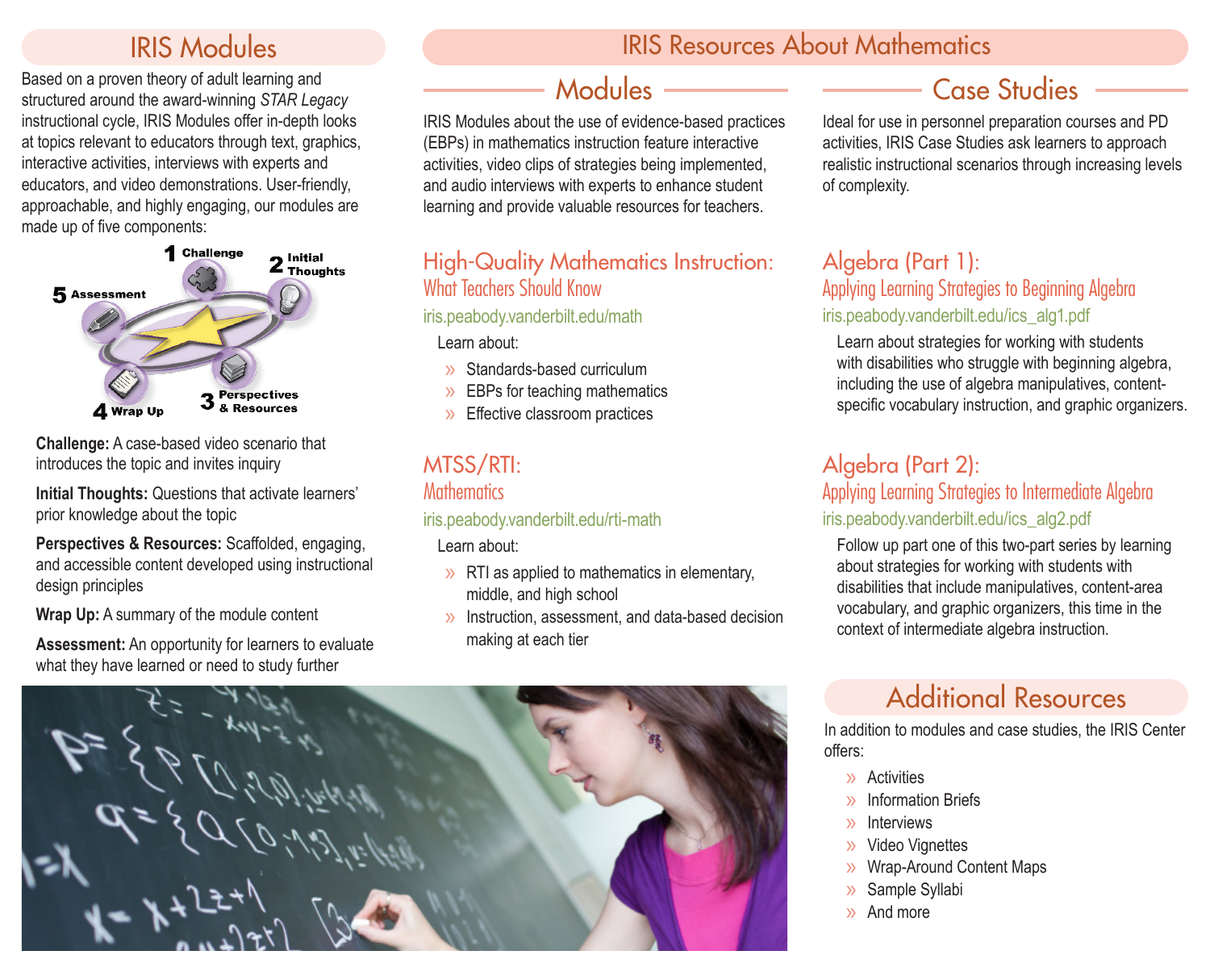## IRIS Modules

Based on a proven theory of adult learning and structured around the award-winning *STAR Legacy* instructional cycle, IRIS Modules offer in-depth looks at topics relevant to educators through text, graphics, interactive activities, interviews with experts and educators, and video demonstrations. User-friendly, approachable, and highly engaging, our modules are made up of five components:

1 Challenge
2 Initial Thoughts
3 Perspectives & Resources
4 Wrap Up
5 Assessment

**Challenge:** A case-based video scenario that introduces the topic and invites inquiry

**Initial Thoughts:** Questions that activate learners' prior knowledge about the topic

**Perspectives & Resources:** Scaffolded, engaging, and accessible content developed using instructional design principles

**Wrap Up:** A summary of the module content

**Assessment:** An opportunity for learners to evaluate what they have learned or need to study further

## IRIS Resources About Mathematics

### Modules

IRIS Modules about the use of evidence-based practices (EBPs) in mathematics instruction feature interactive activities, video clips of strategies being implemented, and audio interviews with experts to enhance student learning and provide valuable resources for teachers.

#### High-Quality Mathematics Instruction: What Teachers Should Know

iris.peabody.vanderbilt.edu/math

Learn about:

- Standards-based curriculum
- EBPs for teaching mathematics
- Effective classroom practices

#### MTSS/RTI: Mathematics

iris.peabody.vanderbilt.edu/rti-math

Learn about:

- RTI as applied to mathematics in elementary, middle, and high school
- Instruction, assessment, and data-based decision making at each tier

### Case Studies

Ideal for use in personnel preparation courses and PD activities, IRIS Case Studies ask learners to approach realistic instructional scenarios through increasing levels of complexity.

#### Algebra (Part 1): Applying Learning Strategies to Beginning Algebra

iris.peabody.vanderbilt.edu/ics_alg1.pdf

Learn about strategies for working with students with disabilities who struggle with beginning algebra, including the use of algebra manipulatives, content-specific vocabulary instruction, and graphic organizers.

#### Algebra (Part 2): Applying Learning Strategies to Intermediate Algebra

iris.peabody.vanderbilt.edu/ics_alg2.pdf

Follow up part one of this two-part series by learning about strategies for working with students with disabilities that include manipulatives, content-area vocabulary, and graphic organizers, this time in the context of intermediate algebra instruction.

## Additional Resources

In addition to modules and case studies, the IRIS Center offers:

- Activities
- Information Briefs
- Interviews
- Video Vignettes
- Wrap-Around Content Maps
- Sample Syllabi
- And more